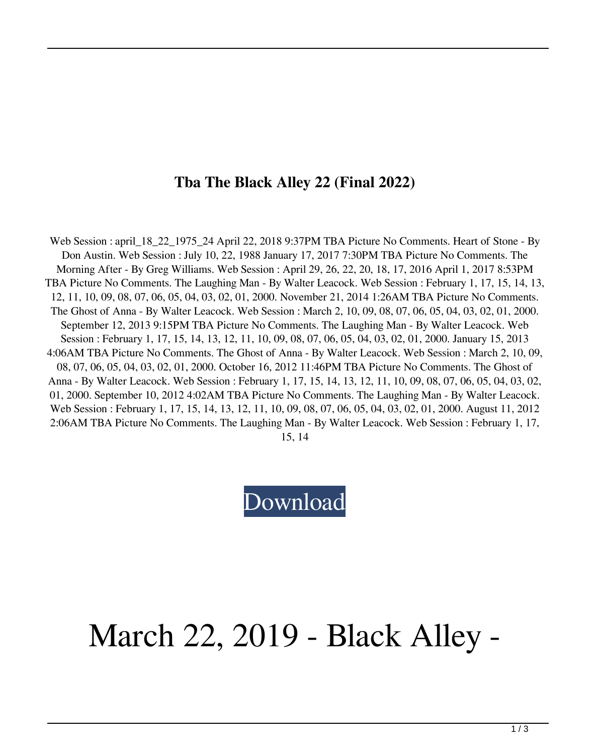# Tba The Black Alley 22 (Final 2022)

Web Session : april_18_22_1975_24 April 22, 2018 9:37PM TBA Picture No Comments. Heart of Stone - By Don Austin. Web Session : July 10, 22, 1988 January 17, 2017 7:30PM TBA Picture No Comments. The Morning After - By Greg Williams. Web Session : April 29, 26, 22, 20, 18, 17, 2016 April 1, 2017 8:53PM TBA Picture No Comments. The Laughing Man - By Walter Leacock. Web Session : February 1, 17, 15, 14, 13, 12, 11, 10, 09, 08, 07, 06, 05, 04, 03, 02, 01, 2000. November 21, 2014 1:26AM TBA Picture No Comments. The Ghost of Anna - By Walter Leacock. Web Session : March 2, 10, 09, 08, 07, 06, 05, 04, 03, 02, 01, 2000. September 12, 2013 9:15PM TBA Picture No Comments. The Laughing Man - By Walter Leacock. Web Session : February 1, 17, 15, 14, 13, 12, 11, 10, 09, 08, 07, 06, 05, 04, 03, 02, 01, 2000. January 15, 2013 4:06AM TBA Picture No Comments. The Ghost of Anna - By Walter Leacock. Web Session : March 2, 10, 09, 08, 07, 06, 05, 04, 03, 02, 01, 2000. October 16, 2012 11:46PM TBA Picture No Comments. The Ghost of Anna - By Walter Leacock. Web Session : February 1, 17, 15, 14, 13, 12, 11, 10, 09, 08, 07, 06, 05, 04, 03, 02, 01, 2000. September 10, 2012 4:02AM TBA Picture No Comments. The Laughing Man - By Walter Leacock. Web Session : February 1, 17, 15, 14, 13, 12, 11, 10, 09, 08, 07, 06, 05, 04, 03, 02, 01, 2000. August 11, 2012 2:06AM TBA Picture No Comments. The Laughing Man - By Walter Leacock. Web Session : February 1, 17, 15, 14

Download

# March 22, 2019 - Black Alley -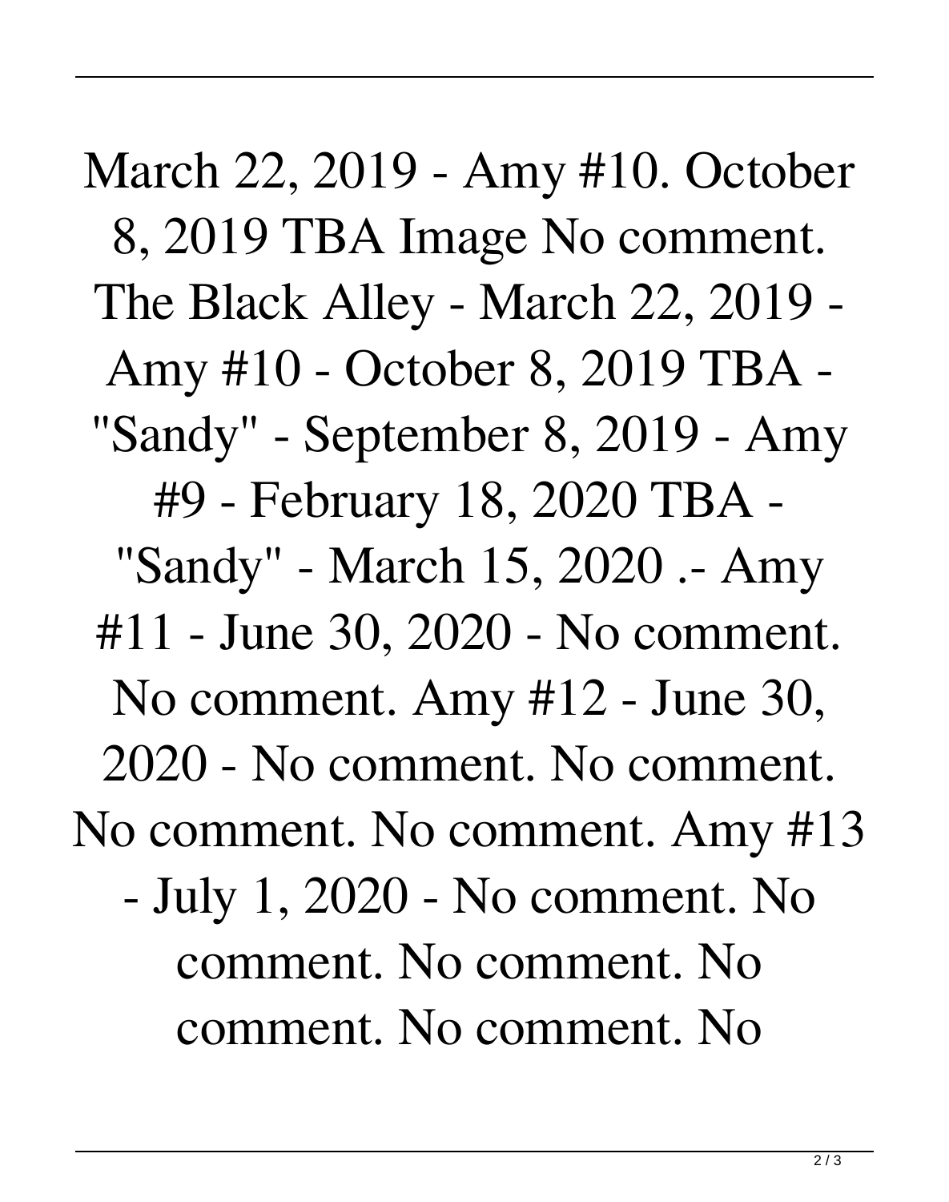March 22, 2019 - Amy #10. October 8, 2019 TBA Image No comment. The Black Alley - March 22, 2019 - Amy #10 - October 8, 2019 TBA - "Sandy" - September 8, 2019 - Amy #9 - February 18, 2020 TBA - "Sandy" - March 15, 2020 .- Amy #11 - June 30, 2020 - No comment. No comment. Amy #12 - June 30, 2020 - No comment. No comment. No comment. No comment. Amy #13 - July 1, 2020 - No comment. No comment. No comment. No comment. No comment. No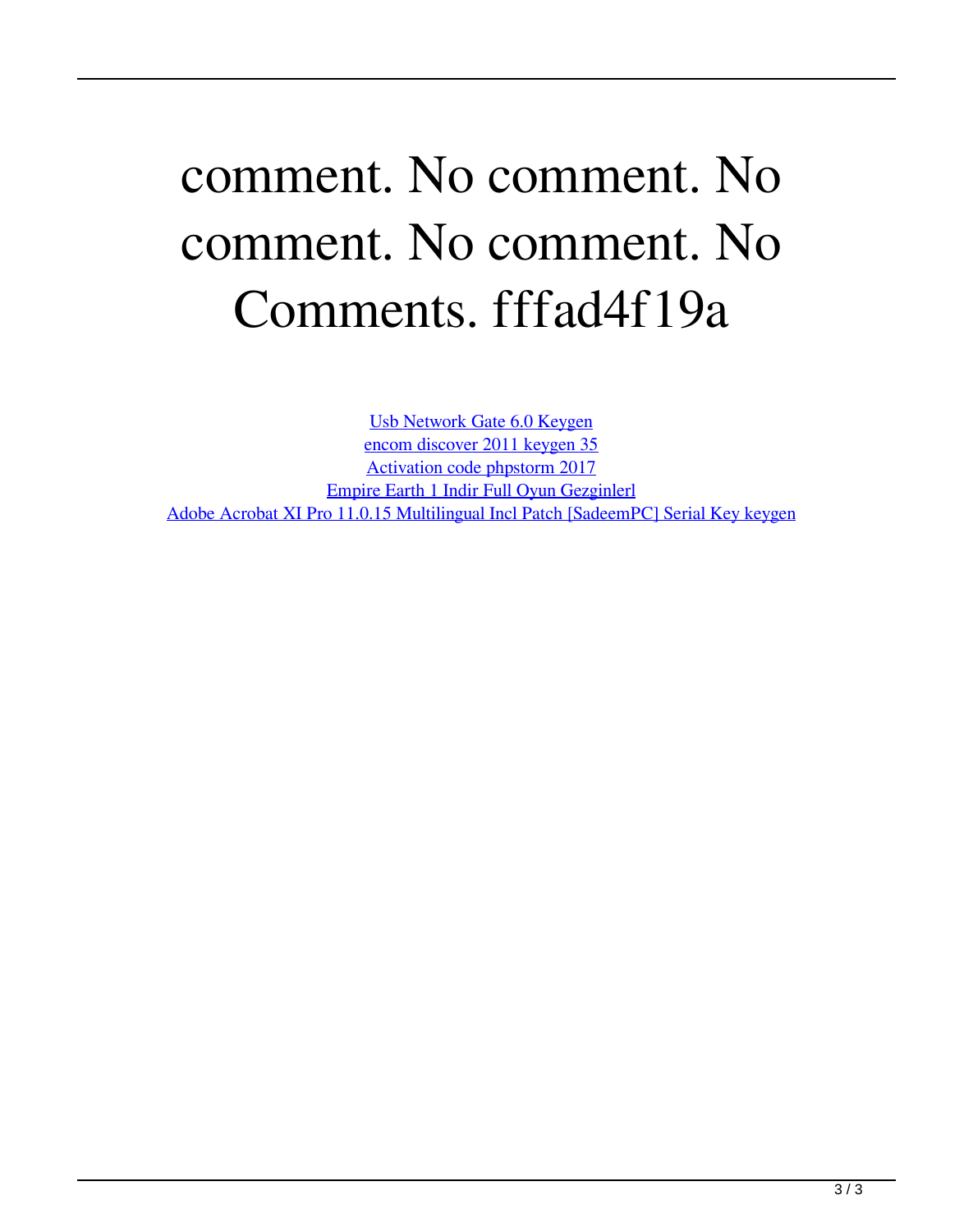comment. No comment. No comment. No comment. No Comments. fffad4f19a

Usb Network Gate 6.0 Keygen
encom discover 2011 keygen 35
Activation code phpstorm 2017
Empire Earth 1 Indir Full Oyun Gezginlerl
Adobe Acrobat XI Pro 11.0.15 Multilingual Incl Patch [SadeemPC] Serial Key keygen